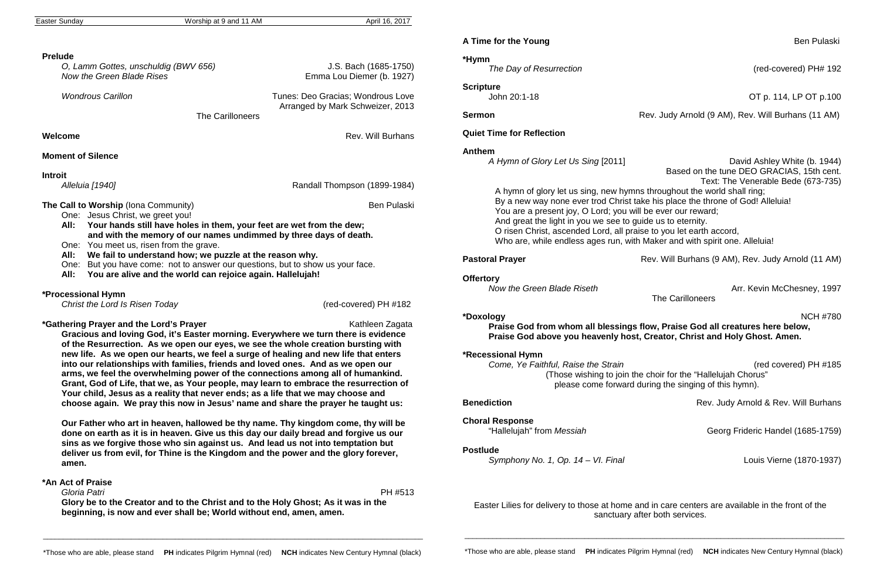Easter Sunday — Worship at 9 and 11 AM — April 16, 2017

**Prelude**

*O, Lamm Gottes, unschuldig (BWV 656)* — J.S. Bach (1685-1750)
*Now the Green Blade Rises* — Emma Lou Diemer (b. 1927)

*Wondrous Carillon* — Tunes: Deo Gracias; Wondrous Love, Arranged by Mark Schweizer, 2013
The Carilloneers

**Welcome** — Rev. Will Burhans

**Moment of Silence**

**Introit**

*Alleluia [1940]* — Randall Thompson (1899-1984)

**The Call to Worship** (Iona Community) — Ben Pulaski

One: Jesus Christ, we greet you!
**All: Your hands still have holes in them, your feet are wet from the dew; and with the memory of our names undimmed by three days of death.**
One: You meet us, risen from the grave.
**All: We fail to understand how; we puzzle at the reason why.**
One: But you have come: not to answer our questions, but to show us your face.
**All: You are alive and the world can rejoice again. Hallelujah!**

**\*Processional Hymn**

*Christ the Lord Is Risen Today* — (red-covered) PH #182

**\*Gathering Prayer and the Lord's Prayer** — Kathleen Zagata

**Gracious and loving God, it's Easter morning. Everywhere we turn there is evidence of the Resurrection. As we open our eyes, we see the whole creation bursting with new life. As we open our hearts, we feel a surge of healing and new life that enters into our relationships with families, friends and loved ones. And as we open our arms, we feel the overwhelming power of the connections among all of humankind. Grant, God of Life, that we, as Your people, may learn to embrace the resurrection of Your child, Jesus as a reality that never ends; as a life that we may choose and choose again. We pray this now in Jesus' name and share the prayer he taught us:**

**Our Father who art in heaven, hallowed be thy name. Thy kingdom come, thy will be done on earth as it is in heaven. Give us this day our daily bread and forgive us our sins as we forgive those who sin against us. And lead us not into temptation but deliver us from evil, for Thine is the Kingdom and the power and the glory forever, amen.**

**\*An Act of Praise**

*Gloria Patri* — PH #513

**Glory be to the Creator and to the Christ and to the Holy Ghost; As it was in the beginning, is now and ever shall be; World without end, amen, amen.**

**A Time for the Young** — Ben Pulaski

**\*Hymn**

*The Day of Resurrection* — (red-covered) PH# 192

**Scripture**

John 20:1-18 — OT p. 114, LP OT p.100

**Sermon** — Rev. Judy Arnold (9 AM), Rev. Will Burhans (11 AM)

**Quiet Time for Reflection**

**Anthem**

*A Hymn of Glory Let Us Sing* [2011] — David Ashley White (b. 1944)
Based on the tune DEO GRACIAS, 15th cent.
Text: The Venerable Bede (673-735)

A hymn of glory let us sing, new hymns throughout the world shall ring;
By a new way none ever trod Christ take his place the throne of God! Alleluia!
You are a present joy, O Lord; you will be ever our reward;
And great the light in you we see to guide us to eternity.
O risen Christ, ascended Lord, all praise to you let earth accord,
Who are, while endless ages run, with Maker and with spirit one. Alleluia!

**Pastoral Prayer** — Rev. Will Burhans (9 AM), Rev. Judy Arnold (11 AM)

**Offertory**

*Now the Green Blade Riseth* — Arr. Kevin McChesney, 1997
The Carilloneers

**\*Doxology** — NCH #780

**Praise God from whom all blessings flow, Praise God all creatures here below, Praise God above you heavenly host, Creator, Christ and Holy Ghost. Amen.**

**\*Recessional Hymn**

*Come, Ye Faithful, Raise the Strain* — (red covered) PH #185
(Those wishing to join the choir for the "Hallelujah Chorus" please come forward during the singing of this hymn).

**Benediction** — Rev. Judy Arnold & Rev. Will Burhans

**Choral Response**

"Hallelujah" from *Messiah* — Georg Frideric Handel (1685-1759)

**Postlude**

*Symphony No. 1, Op. 14 – VI. Final* — Louis Vierne (1870-1937)

Easter Lilies for delivery to those at home and in care centers are available in the front of the sanctuary after both services.

\*Those who are able, please stand **PH** indicates Pilgrim Hymnal (red) **NCH** indicates New Century Hymnal (black)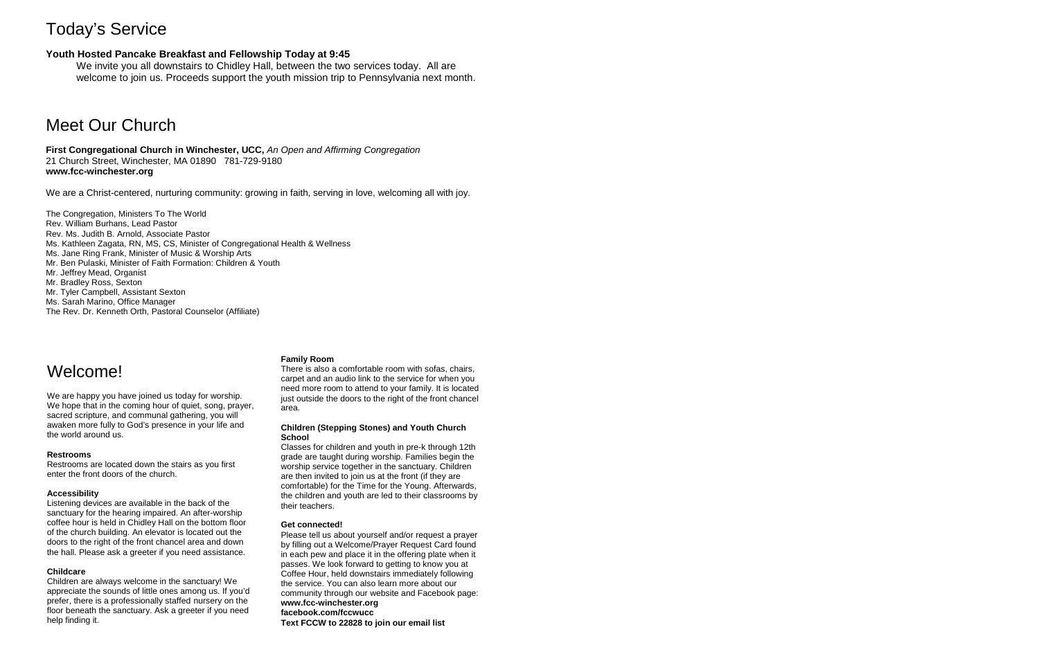# Today's Service

**Youth Hosted Pancake Breakfast and Fellowship Today at 9:45**

We invite you all downstairs to Chidley Hall, between the two services today. All are welcome to join us. Proceeds support the youth mission trip to Pennsylvania next month.

# Meet Our Church

**First Congregational Church in Winchester, UCC,** *An Open and Affirming Congregation*
21 Church Street, Winchester, MA 01890 781-729-9180
**www.fcc-winchester.org**

We are a Christ-centered, nurturing community: growing in faith, serving in love, welcoming all with joy.

The Congregation, Ministers To The World
Rev. William Burhans, Lead Pastor
Rev. Ms. Judith B. Arnold, Associate Pastor
Ms. Kathleen Zagata, RN, MS, CS, Minister of Congregational Health & Wellness
Ms. Jane Ring Frank, Minister of Music & Worship Arts
Mr. Ben Pulaski, Minister of Faith Formation: Children & Youth
Mr. Jeffrey Mead, Organist
Mr. Bradley Ross, Sexton
Mr. Tyler Campbell, Assistant Sexton
Ms. Sarah Marino, Office Manager
The Rev. Dr. Kenneth Orth, Pastoral Counselor (Affiliate)

# Welcome!

We are happy you have joined us today for worship. We hope that in the coming hour of quiet, song, prayer, sacred scripture, and communal gathering, you will awaken more fully to God's presence in your life and the world around us.

**Restrooms**

Restrooms are located down the stairs as you first enter the front doors of the church.

**Accessibility**

Listening devices are available in the back of the sanctuary for the hearing impaired. An after-worship coffee hour is held in Chidley Hall on the bottom floor of the church building. An elevator is located out the doors to the right of the front chancel area and down the hall. Please ask a greeter if you need assistance.

**Childcare**

Children are always welcome in the sanctuary! We appreciate the sounds of little ones among us. If you'd prefer, there is a professionally staffed nursery on the floor beneath the sanctuary. Ask a greeter if you need help finding it.

**Family Room**

There is also a comfortable room with sofas, chairs, carpet and an audio link to the service for when you need more room to attend to your family. It is located just outside the doors to the right of the front chancel area.

**Children (Stepping Stones) and Youth Church School**

Classes for children and youth in pre-k through 12th grade are taught during worship. Families begin the worship service together in the sanctuary. Children are then invited to join us at the front (if they are comfortable) for the Time for the Young. Afterwards, the children and youth are led to their classrooms by their teachers.

**Get connected!**

Please tell us about yourself and/or request a prayer by filling out a Welcome/Prayer Request Card found in each pew and place it in the offering plate when it passes. We look forward to getting to know you at Coffee Hour, held downstairs immediately following the service. You can also learn more about our community through our website and Facebook page:
**www.fcc-winchester.org**
**facebook.com/fccwucc**
**Text FCCW to 22828 to join our email list**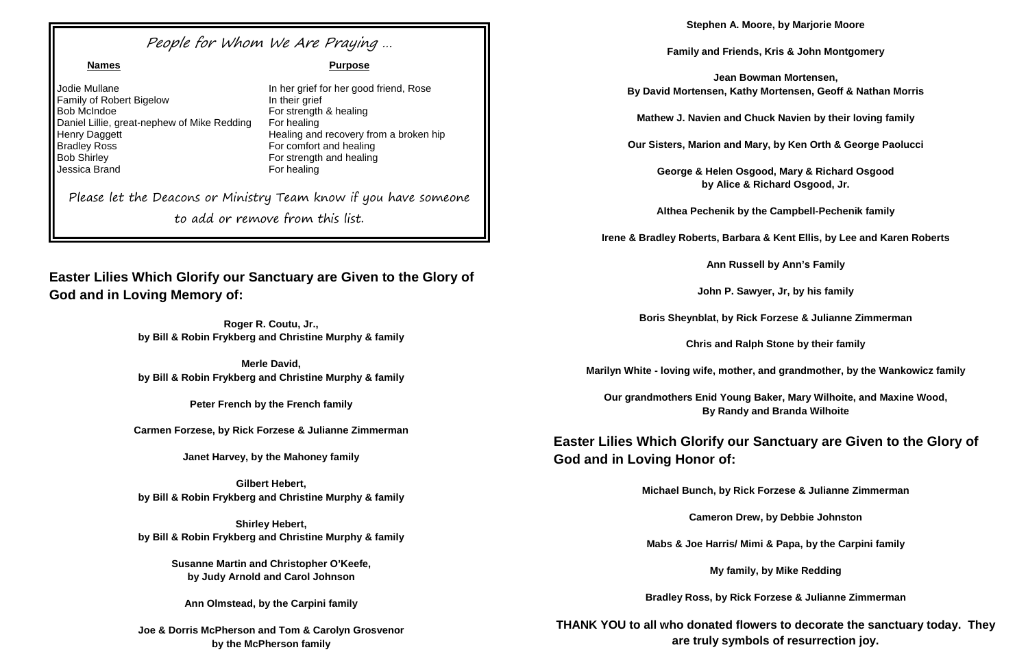## People for Whom We Are Praying …

| Names | Purpose |
| --- | --- |
| Jodie Mullane | In her grief for her good friend, Rose |
| Family of Robert Bigelow | In their grief |
| Bob McIndoe | For strength & healing |
| Daniel Lillie, great-nephew of Mike Redding | For healing |
| Henry Daggett | Healing and recovery from a broken hip |
| Bradley Ross | For comfort and healing |
| Bob Shirley | For strength and healing |
| Jessica Brand | For healing |

Please let the Deacons or Ministry Team know if you have someone to add or remove from this list.

## Easter Lilies Which Glorify our Sanctuary are Given to the Glory of God and in Loving Memory of:

**Roger R. Coutu, Jr.,**
**by Bill & Robin Frykberg and Christine Murphy & family**

**Merle David,**
**by Bill & Robin Frykberg and Christine Murphy & family**

**Peter French by the French family**

**Carmen Forzese, by Rick Forzese & Julianne Zimmerman**

**Janet Harvey, by the Mahoney family**

**Gilbert Hebert,**
**by Bill & Robin Frykberg and Christine Murphy & family**

**Shirley Hebert,**
**by Bill & Robin Frykberg and Christine Murphy & family**

**Susanne Martin and Christopher O'Keefe,**
**by Judy Arnold and Carol Johnson**

**Ann Olmstead, by the Carpini family**

**Joe & Dorris McPherson and Tom & Carolyn Grosvenor**
**by the McPherson family**

**Stephen A. Moore, by Marjorie Moore**

**Family and Friends, Kris & John Montgomery**

**Jean Bowman Mortensen,**
**By David Mortensen, Kathy Mortensen, Geoff & Nathan Morris**

**Mathew J. Navien and Chuck Navien by their loving family**

**Our Sisters, Marion and Mary, by Ken Orth & George Paolucci**

**George & Helen Osgood, Mary & Richard Osgood**
**by Alice & Richard Osgood, Jr.**

**Althea Pechenik by the Campbell-Pechenik family**

**Irene & Bradley Roberts, Barbara & Kent Ellis, by Lee and Karen Roberts**

**Ann Russell by Ann's Family**

**John P. Sawyer, Jr, by his family**

**Boris Sheynblat, by Rick Forzese & Julianne Zimmerman**

**Chris and Ralph Stone by their family**

**Marilyn White - loving wife, mother, and grandmother, by the Wankowicz family**

**Our grandmothers Enid Young Baker, Mary Wilhoite, and Maxine Wood,**
**By Randy and Branda Wilhoite**

## Easter Lilies Which Glorify our Sanctuary are Given to the Glory of God and in Loving Honor of:

**Michael Bunch, by Rick Forzese & Julianne Zimmerman**

**Cameron Drew, by Debbie Johnston**

**Mabs & Joe Harris/ Mimi & Papa, by the Carpini family**

**My family, by Mike Redding**

**Bradley Ross, by Rick Forzese & Julianne Zimmerman**

**THANK YOU to all who donated flowers to decorate the sanctuary today. They are truly symbols of resurrection joy.**